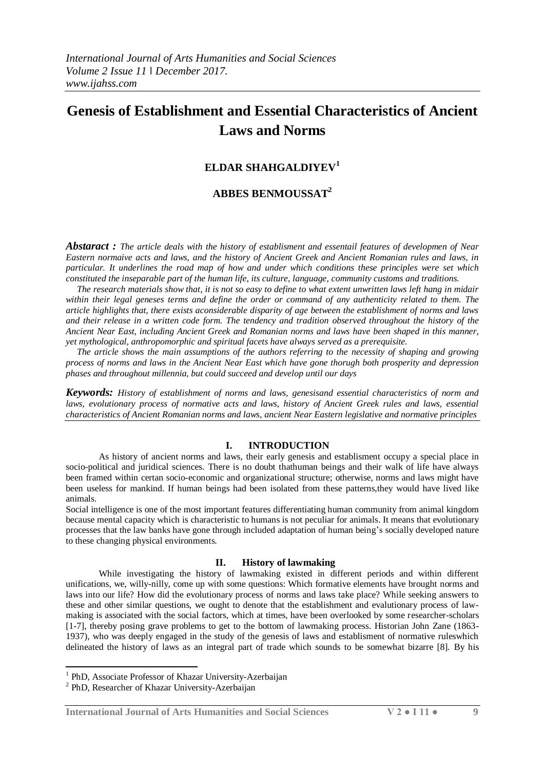# Genesis of Establishment and Essential Characteristics of Ancient Laws and Norms

**ELDAR SHAHGALDIYEV[1]**

**ABBES BENMOUSSAT[2]**

***Abstaract :*** *The article deals with the history of establisment and essentail features of developmen of Near Eastern normaive acts and laws, and the history of Ancient Greek and Ancient Romanian rules and laws, in particular. It underlines the road map of how and under which conditions these principles were set which constituted the inseparable part of the human life, its culture, language, community customs and traditions.*

*The research materials show that, it is not so easy to define to what extent unwritten laws left hang in midair within their legal geneses terms and define the order or command of any authenticity related to them. The article highlights that, there exists aconsiderable disparity of age between the establishment of norms and laws and their release in a written code form. The tendency and tradition observed throughout the history of the Ancient Near East, including Ancient Greek and Romanian norms and laws have been shaped in this manner, yet mythological, anthropomorphic and spiritual facets have always served as a prerequisite.*

*The article shows the main assumptions of the authors referring to the necessity of shaping and growing process of norms and laws in the Ancient Near East which have gone thorugh both prosperity and depression phases and throughout millennia, but could succeed and develop until our days*

***Keywords:*** *History of establishment of norms and laws, genesisand essential characteristics of norm and laws, evolutionary process of normative acts and laws, history of Ancient Greek rules and laws, essential characteristics of Ancient Romanian norms and laws, ancient Near Eastern legislative and normative principles*

## I. INTRODUCTION

As history of ancient norms and laws, their early genesis and establisment occupy a special place in socio-political and juridical sciences. There is no doubt thathuman beings and their walk of life have always been framed within certan socio-economic and organizational structure; otherwise, norms and laws might have been useless for mankind. If human beings had been isolated from these patterns,they would have lived like animals.

Social intelligence is one of the most important features differentiating human community from animal kingdom because mental capacity which is characteristic to humans is not peculiar for animals. It means that evolutionary processes that the law banks have gone through included adaptation of human being's socially developed nature to these changing physical environments.

## II. History of lawmaking

While investigating the history of lawmaking existed in different periods and within different unifications, we, willy-nilly, come up with some questions: Which formative elements have brought norms and laws into our life? How did the evolutionary process of norms and laws take place? While seeking answers to these and other similar questions, we ought to denote that the establishment and evalutionary process of law-making is associated with the social factors, which at times, have been overlooked by some researcher-scholars [1-7], thereby posing grave problems to get to the bottom of lawmaking process. Historian John Zane (1863-1937), who was deeply engaged in the study of the genesis of laws and establisment of normative ruleswhich delineated the history of laws as an integral part of trade which sounds to be somewhat bizarre [8]. By his

---

[1] PhD, Associate Professor of Khazar University-Azerbaijan

[2] PhD, Researcher of Khazar University-Azerbaijan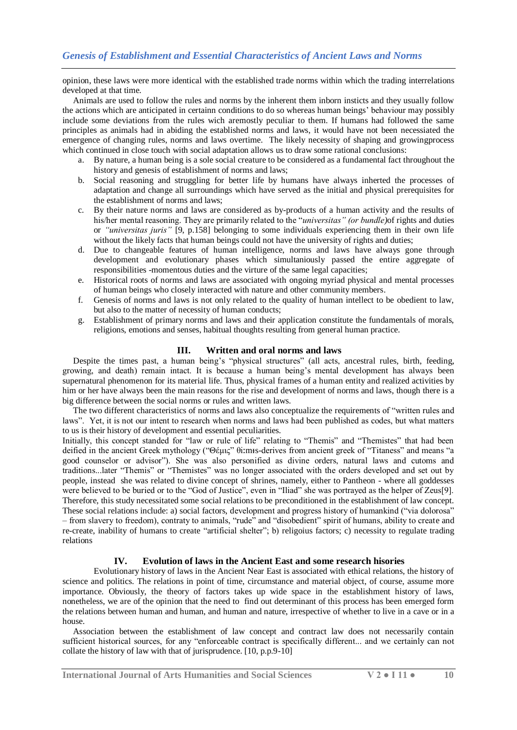opinion, these laws were more identical with the established trade norms within which the trading interrelations developed at that time.

Animals are used to follow the rules and norms by the inherent them inborn insticts and they usually follow the actions which are anticipated in certainn conditions to do so whereas human beings' behaviour may possibly include some deviations from the rules wich aremostly peculiar to them. If humans had followed the same principles as animals had in abiding the established norms and laws, it would have not been necessiated the emergence of changing rules, norms and laws overtime. The likely necessity of shaping and growingprocess which continued in close touch with social adaptation allows us to draw some rational conclusions:

a. By nature, a human being is a sole social creature to be considered as a fundamental fact throughout the history and genesis of establishment of norms and laws;
b. Social reasoning and struggling for better life by humans have always inherted the processes of adaptation and change all surroundings which have served as the initial and physical prerequisites for the establishment of norms and laws;
c. By their nature norms and laws are considered as by-products of a human activity and the results of his/her mental reasoning. They are primarily related to the "*universitas" (or bundle)*of rights and duties or *"universitas juris"* [9, p.158] belonging to some individuals experiencing them in their own life without the likely facts that human beings could not have the university of rights and duties;
d. Due to changeable features of human intelligence, norms and laws have always gone through development and evolutionary phases which simultaniously passed the entire aggregate of responsibilities -momentous duties and the virture of the same legal capacities;
e. Historical roots of norms and laws are associated with ongoing myriad physical and mental processes of human beings who closely interacted with nature and other community members.
f. Genesis of norms and laws is not only related to the quality of human intellect to be obedient to law, but also to the matter of necessity of human conducts;
g. Establishment of primary norms and laws and their application constitute the fundamentals of morals, religions, emotions and senses, habitual thoughts resulting from general human practice.

## III. Written and oral norms and laws

Despite the times past, a human being's "physical structures" (all acts, ancestral rules, birth, feeding, growing, and death) remain intact. It is because a human being's mental development has always been supernatural phenomenon for its material life. Thus, physical frames of a human entity and realized activities by him or her have always been the main reasons for the rise and development of norms and laws, though there is a big difference between the social norms or rules and written laws.

The two different characteristics of norms and laws also conceptualize the requirements of "written rules and laws". Yet, it is not our intent to research when norms and laws had been published as codes, but what matters to us is their history of development and essential peculiarities.

Initially, this concept standed for "law or rule of life" relating to "Themis" and "Themistes" that had been deified in the ancient Greek mythology ("Θέμις" θiːmɪs-derives from ancient greek of "Titaness" and means "a good counselor or advisor"). She was also personified as divine orders, natural laws and cutoms and traditions...later "Themis" or "Themistes" was no longer associated with the orders developed and set out by people, instead she was related to divine concept of shrines, namely, either to Pantheon - where all goddesses were believed to be buried or to the "God of Justice", even in "Iliad" she was portrayed as the helper of Zeus[9]. Therefore, this study necessitated some social relations to be preconditioned in the establishment of law concept. These social relations include: a) social factors, development and progress history of humankind ("via dolorosa" – from slavery to freedom), contrary to animals, "rude" and "disobedient" spirit of humans, ability to create and re-create, inability of humans to create "artificial shelter"; b) religoius factors; c) necessity to regulate trading relations

## IV. Evolution of laws in the Ancient East and some research hisories

Evolutionary history of laws in the Ancient Near East is associated with ethical relations, the history of science and politics. The relations in point of time, circumstance and material object, of course, assume more importance. Obviously, the theory of factors takes up wide space in the establishment history of laws, nonetheless, we are of the opinion that the need to find out determinant of this process has been emerged form the relations between human and human, and human and nature, irrespective of whether to live in a cave or in a house.

Association between the establishment of law concept and contract law does not necessarily contain sufficient historical sources, for any "enforceable contract is specifically different... and we certainly can not collate the history of law with that of jurisprudence. [10, p.p.9-10]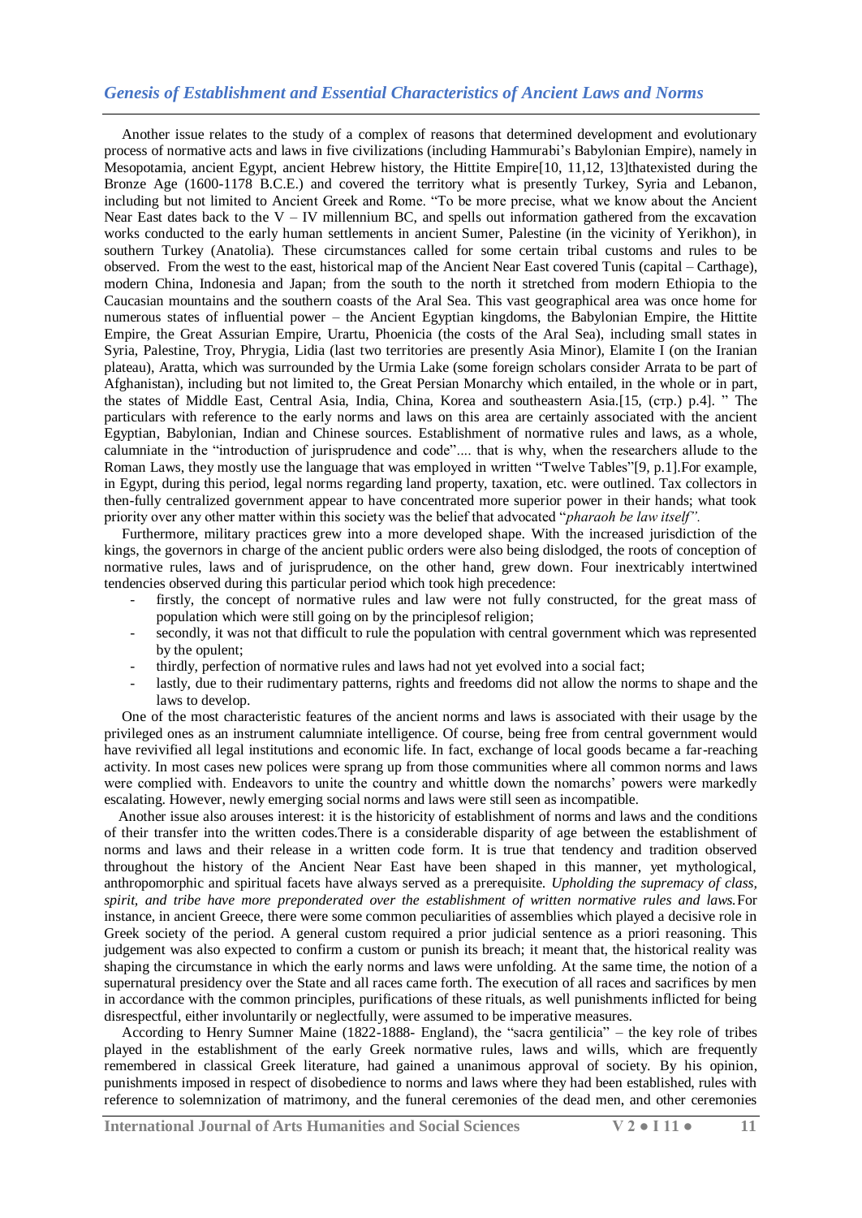Another issue relates to the study of a complex of reasons that determined development and evolutionary process of normative acts and laws in five civilizations (including Hammurabi's Babylonian Empire), namely in Mesopotamia, ancient Egypt, ancient Hebrew history, the Hittite Empire[10, 11,12, 13]thatexisted during the Bronze Age (1600-1178 B.C.E.) and covered the territory what is presently Turkey, Syria and Lebanon, including but not limited to Ancient Greek and Rome. "To be more precise, what we know about the Ancient Near East dates back to the V – IV millennium BC, and spells out information gathered from the excavation works conducted to the early human settlements in ancient Sumer, Palestine (in the vicinity of Yerikhon), in southern Turkey (Anatolia). These circumstances called for some certain tribal customs and rules to be observed. From the west to the east, historical map of the Ancient Near East covered Tunis (capital – Carthage), modern China, Indonesia and Japan; from the south to the north it stretched from modern Ethiopia to the Caucasian mountains and the southern coasts of the Aral Sea. This vast geographical area was once home for numerous states of influential power – the Ancient Egyptian kingdoms, the Babylonian Empire, the Hittite Empire, the Great Assurian Empire, Urartu, Phoenicia (the costs of the Aral Sea), including small states in Syria, Palestine, Troy, Phrygia, Lidia (last two territories are presently Asia Minor), Elamite I (on the Iranian plateau), Aratta, which was surrounded by the Urmia Lake (some foreign scholars consider Arrata to be part of Afghanistan), including but not limited to, the Great Persian Monarchy which entailed, in the whole or in part, the states of Middle East, Central Asia, India, China, Korea and southeastern Asia.[15, (стр.) p.4]. " The particulars with reference to the early norms and laws on this area are certainly associated with the ancient Egyptian, Babylonian, Indian and Chinese sources. Establishment of normative rules and laws, as a whole, calumniate in the "introduction of jurisprudence and code".... that is why, when the researchers allude to the Roman Laws, they mostly use the language that was employed in written "Twelve Tables"[9, p.1].For example, in Egypt, during this period, legal norms regarding land property, taxation, etc. were outlined. Tax collectors in then-fully centralized government appear to have concentrated more superior power in their hands; what took priority over any other matter within this society was the belief that advocated "*pharaoh be law itself".*

Furthermore, military practices grew into a more developed shape. With the increased jurisdiction of the kings, the governors in charge of the ancient public orders were also being dislodged, the roots of conception of normative rules, laws and of jurisprudence, on the other hand, grew down. Four inextricably intertwined tendencies observed during this particular period which took high precedence:

- firstly, the concept of normative rules and law were not fully constructed, for the great mass of population which were still going on by the principlesof religion;
- secondly, it was not that difficult to rule the population with central government which was represented by the opulent;
- thirdly, perfection of normative rules and laws had not yet evolved into a social fact;
- lastly, due to their rudimentary patterns, rights and freedoms did not allow the norms to shape and the laws to develop.

One of the most characteristic features of the ancient norms and laws is associated with their usage by the privileged ones as an instrument calumniate intelligence. Of course, being free from central government would have revivified all legal institutions and economic life. In fact, exchange of local goods became a far-reaching activity. In most cases new polices were sprang up from those communities where all common norms and laws were complied with. Endeavors to unite the country and whittle down the nomarchs' powers were markedly escalating. However, newly emerging social norms and laws were still seen as incompatible.

Another issue also arouses interest: it is the historicity of establishment of norms and laws and the conditions of their transfer into the written codes.There is a considerable disparity of age between the establishment of norms and laws and their release in a written code form. It is true that tendency and tradition observed throughout the history of the Ancient Near East have been shaped in this manner, yet mythological, anthropomorphic and spiritual facets have always served as a prerequisite. *Upholding the supremacy of class, spirit, and tribe have more preponderated over the establishment of written normative rules and laws.*For instance, in ancient Greece, there were some common peculiarities of assemblies which played a decisive role in Greek society of the period. A general custom required a prior judicial sentence as a priori reasoning. This judgement was also expected to confirm a custom or punish its breach; it meant that, the historical reality was shaping the circumstance in which the early norms and laws were unfolding. At the same time, the notion of a supernatural presidency over the State and all races came forth. The execution of all races and sacrifices by men in accordance with the common principles, purifications of these rituals, as well punishments inflicted for being disrespectful, either involuntarily or neglectfully, were assumed to be imperative measures.

According to Henry Sumner Maine (1822-1888- England), the "sacra gentilicia" – the key role of tribes played in the establishment of the early Greek normative rules, laws and wills, which are frequently remembered in classical Greek literature, had gained a unanimous approval of society. By his opinion, punishments imposed in respect of disobedience to norms and laws where they had been established, rules with reference to solemnization of matrimony, and the funeral ceremonies of the dead men, and other ceremonies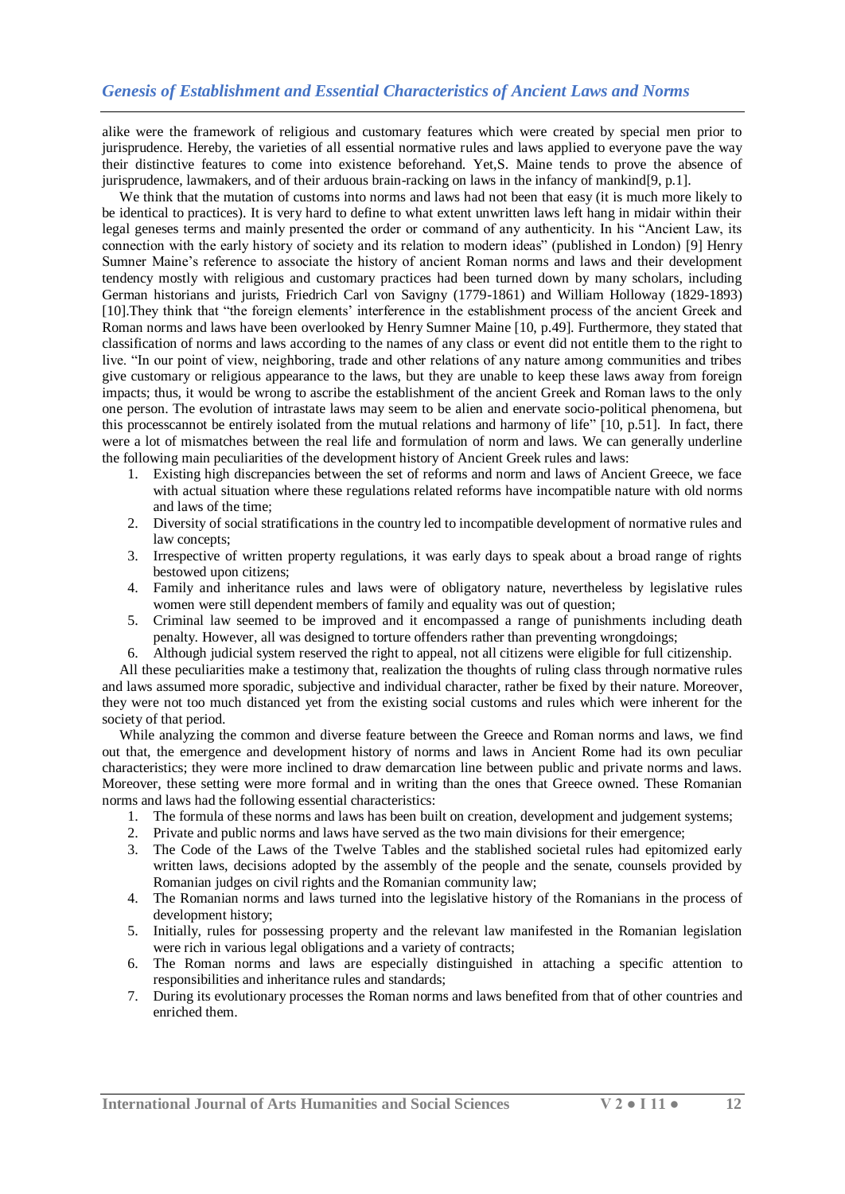alike were the framework of religious and customary features which were created by special men prior to jurisprudence. Hereby, the varieties of all essential normative rules and laws applied to everyone pave the way their distinctive features to come into existence beforehand. Yet,S. Maine tends to prove the absence of jurisprudence, lawmakers, and of their arduous brain-racking on laws in the infancy of mankind[9, p.1].

We think that the mutation of customs into norms and laws had not been that easy (it is much more likely to be identical to practices). It is very hard to define to what extent unwritten laws left hang in midair within their legal geneses terms and mainly presented the order or command of any authenticity. In his "Ancient Law, its connection with the early history of society and its relation to modern ideas" (published in London) [9] Henry Sumner Maine's reference to associate the history of ancient Roman norms and laws and their development tendency mostly with religious and customary practices had been turned down by many scholars, including German historians and jurists, Friedrich Carl von Savigny (1779-1861) and William Holloway (1829-1893) [10].They think that "the foreign elements' interference in the establishment process of the ancient Greek and Roman norms and laws have been overlooked by Henry Sumner Maine [10, p.49]. Furthermore, they stated that classification of norms and laws according to the names of any class or event did not entitle them to the right to live. "In our point of view, neighboring, trade and other relations of any nature among communities and tribes give customary or religious appearance to the laws, but they are unable to keep these laws away from foreign impacts; thus, it would be wrong to ascribe the establishment of the ancient Greek and Roman laws to the only one person. The evolution of intrastate laws may seem to be alien and enervate socio-political phenomena, but this processcannot be entirely isolated from the mutual relations and harmony of life" [10, p.51]. In fact, there were a lot of mismatches between the real life and formulation of norm and laws. We can generally underline the following main peculiarities of the development history of Ancient Greek rules and laws:

1. Existing high discrepancies between the set of reforms and norm and laws of Ancient Greece, we face with actual situation where these regulations related reforms have incompatible nature with old norms and laws of the time;
2. Diversity of social stratifications in the country led to incompatible development of normative rules and law concepts;
3. Irrespective of written property regulations, it was early days to speak about a broad range of rights bestowed upon citizens;
4. Family and inheritance rules and laws were of obligatory nature, nevertheless by legislative rules women were still dependent members of family and equality was out of question;
5. Criminal law seemed to be improved and it encompassed a range of punishments including death penalty. However, all was designed to torture offenders rather than preventing wrongdoings;
6. Although judicial system reserved the right to appeal, not all citizens were eligible for full citizenship.

All these peculiarities make a testimony that, realization the thoughts of ruling class through normative rules and laws assumed more sporadic, subjective and individual character, rather be fixed by their nature. Moreover, they were not too much distanced yet from the existing social customs and rules which were inherent for the society of that period.

While analyzing the common and diverse feature between the Greece and Roman norms and laws, we find out that, the emergence and development history of norms and laws in Ancient Rome had its own peculiar characteristics; they were more inclined to draw demarcation line between public and private norms and laws. Moreover, these setting were more formal and in writing than the ones that Greece owned. These Romanian norms and laws had the following essential characteristics:

1. The formula of these norms and laws has been built on creation, development and judgement systems;
2. Private and public norms and laws have served as the two main divisions for their emergence;
3. The Code of the Laws of the Twelve Tables and the stablished societal rules had epitomized early written laws, decisions adopted by the assembly of the people and the senate, counsels provided by Romanian judges on civil rights and the Romanian community law;
4. The Romanian norms and laws turned into the legislative history of the Romanians in the process of development history;
5. Initially, rules for possessing property and the relevant law manifested in the Romanian legislation were rich in various legal obligations and a variety of contracts;
6. The Roman norms and laws are especially distinguished in attaching a specific attention to responsibilities and inheritance rules and standards;
7. During its evolutionary processes the Roman norms and laws benefited from that of other countries and enriched them.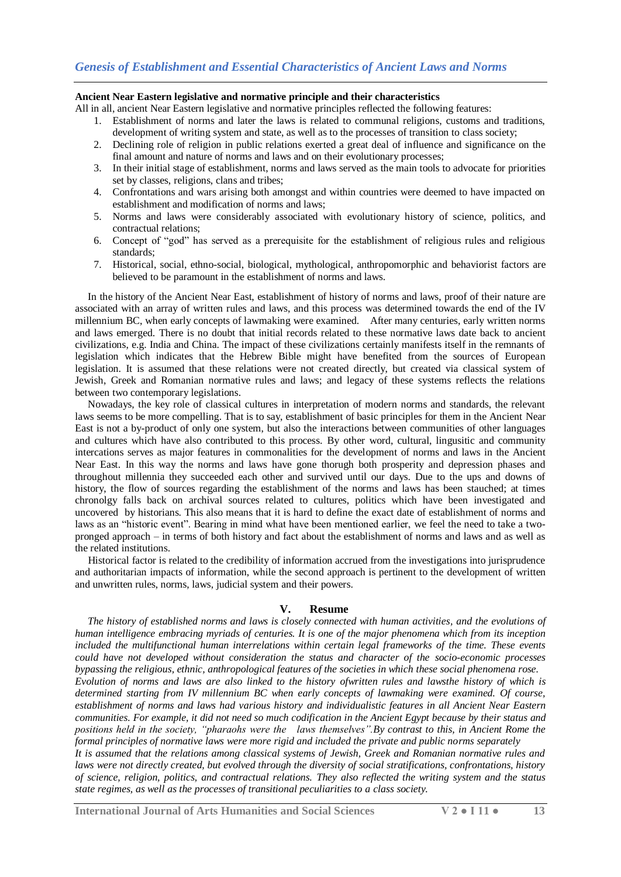**Ancient Near Eastern legislative and normative principle and their characteristics**

All in all, ancient Near Eastern legislative and normative principles reflected the following features:

1. Establishment of norms and later the laws is related to communal religions, customs and traditions, development of writing system and state, as well as to the processes of transition to class society;
2. Declining role of religion in public relations exerted a great deal of influence and significance on the final amount and nature of norms and laws and on their evolutionary processes;
3. In their initial stage of establishment, norms and laws served as the main tools to advocate for priorities set by classes, religions, clans and tribes;
4. Confrontations and wars arising both amongst and within countries were deemed to have impacted on establishment and modification of norms and laws;
5. Norms and laws were considerably associated with evolutionary history of science, politics, and contractual relations;
6. Concept of "god" has served as a prerequisite for the establishment of religious rules and religious standards;
7. Historical, social, ethno-social, biological, mythological, anthropomorphic and behaviorist factors are believed to be paramount in the establishment of norms and laws.

In the history of the Ancient Near East, establishment of history of norms and laws, proof of their nature are associated with an array of written rules and laws, and this process was determined towards the end of the IV millennium BC, when early concepts of lawmaking were examined. After many centuries, early written norms and laws emerged. There is no doubt that initial records related to these normative laws date back to ancient civilizations, e.g. India and China. The impact of these civilizations certainly manifests itself in the remnants of legislation which indicates that the Hebrew Bible might have benefited from the sources of European legislation. It is assumed that these relations were not created directly, but created via classical system of Jewish, Greek and Romanian normative rules and laws; and legacy of these systems reflects the relations between two contemporary legislations.

Nowadays, the key role of classical cultures in interpretation of modern norms and standards, the relevant laws seems to be more compelling. That is to say, establishment of basic principles for them in the Ancient Near East is not a by-product of only one system, but also the interactions between communities of other languages and cultures which have also contributed to this process. By other word, cultural, lingusitic and community intercations serves as major features in commonalities for the development of norms and laws in the Ancient Near East. In this way the norms and laws have gone thorugh both prosperity and depression phases and throughout millennia they succeeded each other and survived until our days. Due to the ups and downs of history, the flow of sources regarding the establishment of the norms and laws has been stauched; at times chronolgy falls back on archival sources related to cultures, politics which have been investigated and uncovered by historians. This also means that it is hard to define the exact date of establishment of norms and laws as an "historic event". Bearing in mind what have been mentioned earlier, we feel the need to take a two-pronged approach – in terms of both history and fact about the establishment of norms and laws and as well as the related institutions.

Historical factor is related to the credibility of information accrued from the investigations into jurisprudence and authoritarian impacts of information, while the second approach is pertinent to the development of written and unwritten rules, norms, laws, judicial system and their powers.

## V. Resume

*The history of established norms and laws is closely connected with human activities, and the evolutions of human intelligence embracing myriads of centuries. It is one of the major phenomena which from its inception included the multifunctional human interrelations within certain legal frameworks of the time. These events could have not developed without consideration the status and character of the socio-economic processes bypassing the religious, ethnic, anthropological features of the societies in which these social phenomena rose.*

*Evolution of norms and laws are also linked to the history ofwritten rules and lawsthe history of which is determined starting from IV millennium BC when early concepts of lawmaking were examined. Of course, establishment of norms and laws had various history and individualistic features in all Ancient Near Eastern communities. For example, it did not need so much codification in the Ancient Egypt because by their status and positions held in the society, "pharaohs were the laws themselves".By contrast to this, in Ancient Rome the formal principles of normative laws were more rigid and included the private and public norms separately*

*It is assumed that the relations among classical systems of Jewish, Greek and Romanian normative rules and laws were not directly created, but evolved through the diversity of social stratifications, confrontations, history of science, religion, politics, and contractual relations. They also reflected the writing system and the status state regimes, as well as the processes of transitional peculiarities to a class society.*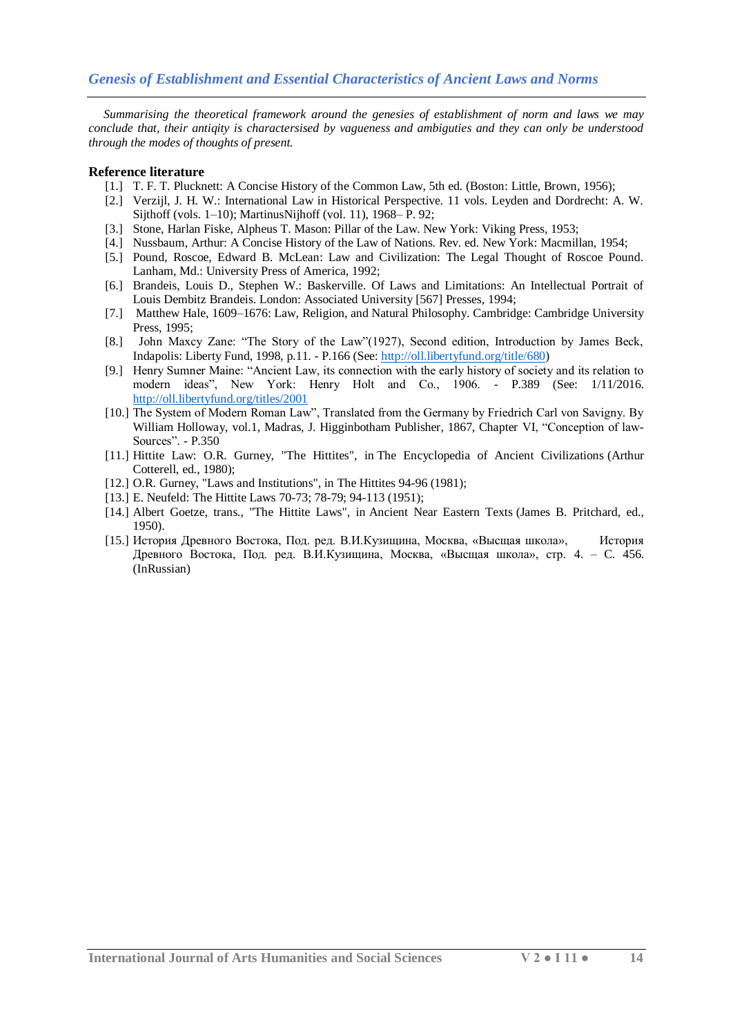*Summarising the theoretical framework around the genesies of establishment of norm and laws we may conclude that, their antiqity is charactersised by vagueness and ambiguties and they can only be understood through the modes of thoughts of present.*

**Reference literature**

[1.] T. F. T. Plucknett: A Concise History of the Common Law, 5th ed. (Boston: Little, Brown, 1956);

[2.] Verzijl, J. H. W.: International Law in Historical Perspective. 11 vols. Leyden and Dordrecht: A. W. Sijthoff (vols. 1–10); MartinusNijhoff (vol. 11), 1968– P. 92;

[3.] Stone, Harlan Fiske, Alpheus T. Mason: Pillar of the Law. New York: Viking Press, 1953;

[4.] Nussbaum, Arthur: A Concise History of the Law of Nations. Rev. ed. New York: Macmillan, 1954;

[5.] Pound, Roscoe, Edward B. McLean: Law and Civilization: The Legal Thought of Roscoe Pound. Lanham, Md.: University Press of America, 1992;

[6.] Brandeis, Louis D., Stephen W.: Baskerville. Of Laws and Limitations: An Intellectual Portrait of Louis Dembitz Brandeis. London: Associated University [567] Presses, 1994;

[7.] Matthew Hale, 1609–1676: Law, Religion, and Natural Philosophy. Cambridge: Cambridge University Press, 1995;

[8.] John Maxcy Zane: "The Story of the Law"(1927), Second edition, Introduction by James Beck, Indapolis: Liberty Fund, 1998, p.11. - P.166 (See: http://oll.libertyfund.org/title/680)

[9.] Henry Sumner Maine: "Ancient Law, its connection with the early history of society and its relation to modern ideas", New York: Henry Holt and Co., 1906. - P.389 (See: 1/11/2016. http://oll.libertyfund.org/titles/2001

[10.] The System of Modern Roman Law", Translated from the Germany by Friedrich Carl von Savigny. By William Holloway, vol.1, Madras, J. Higginbotham Publisher, 1867, Chapter VI, "Conception of law-Sources". - P.350

[11.] Hittite Law: O.R. Gurney, "The Hittites", in The Encyclopedia of Ancient Civilizations (Arthur Cotterell, ed., 1980);

[12.] O.R. Gurney, "Laws and Institutions", in The Hittites 94-96 (1981);

[13.] E. Neufeld: The Hittite Laws 70-73; 78-79; 94-113 (1951);

[14.] Albert Goetze, trans., "The Hittite Laws", in Ancient Near Eastern Texts (James B. Pritchard, ed., 1950).

[15.] История Древнего Востока, Под. ред. В.И.Кузищина, Москва, «Высшая школа», История Древнего Востока, Под. ред. В.И.Кузищина, Москва, «Высшая школа», стр. 4. – С. 456. (InRussian)